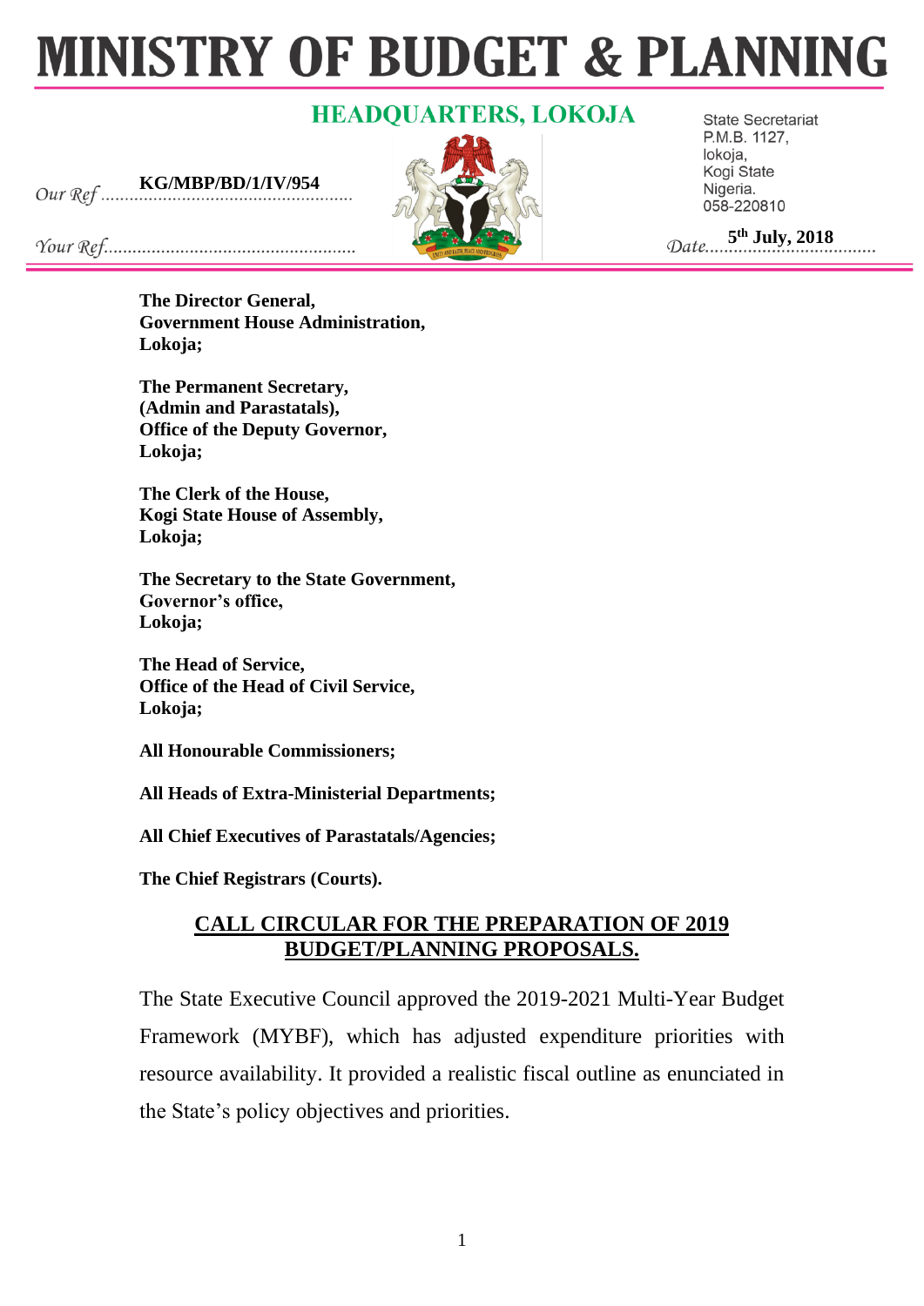# MINISTRY OF BUDGET & PLANNING

## HEADQUARTERS, LOKOJA

State Secretariat
P.M.B. 1127,
lokoja,
Kogi State
Nigeria.
058-220810

Our Ref **KG/MBP/BD/1/IV/954**

Your Ref.....................................................

Date **5th July, 2018**

**The Director General,**
**Government House Administration,**
**Lokoja;**

**The Permanent Secretary,**
**(Admin and Parastatals),**
**Office of the Deputy Governor,**
**Lokoja;**

**The Clerk of the House,**
**Kogi State House of Assembly,**
**Lokoja;**

**The Secretary to the State Government,**
**Governor's office,**
**Lokoja;**

**The Head of Service,**
**Office of the Head of Civil Service,**
**Lokoja;**

**All Honourable Commissioners;**

**All Heads of Extra-Ministerial Departments;**

**All Chief Executives of Parastatals/Agencies;**

**The Chief Registrars (Courts).**

## CALL CIRCULAR FOR THE PREPARATION OF 2019 BUDGET/PLANNING PROPOSALS.

The State Executive Council approved the 2019-2021 Multi-Year Budget Framework (MYBF), which has adjusted expenditure priorities with resource availability. It provided a realistic fiscal outline as enunciated in the State's policy objectives and priorities.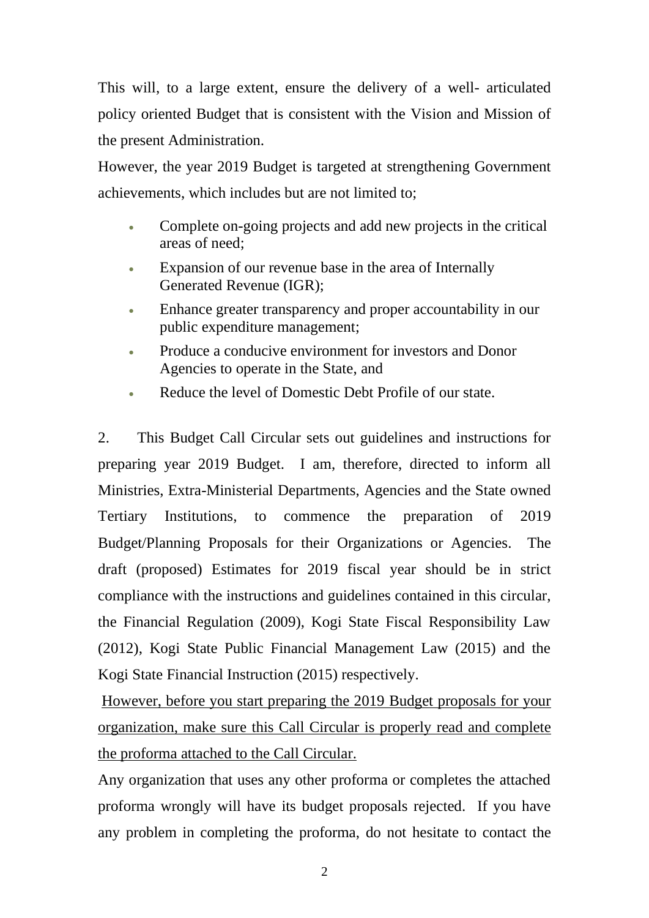This will, to a large extent, ensure the delivery of a well- articulated policy oriented Budget that is consistent with the Vision and Mission of the present Administration.

However, the year 2019 Budget is targeted at strengthening Government achievements, which includes but are not limited to;

- Complete on-going projects and add new projects in the critical areas of need;
- Expansion of our revenue base in the area of Internally Generated Revenue (IGR);
- Enhance greater transparency and proper accountability in our public expenditure management;
- Produce a conducive environment for investors and Donor Agencies to operate in the State, and
- Reduce the level of Domestic Debt Profile of our state.

2. This Budget Call Circular sets out guidelines and instructions for preparing year 2019 Budget. I am, therefore, directed to inform all Ministries, Extra-Ministerial Departments, Agencies and the State owned Tertiary Institutions, to commence the preparation of 2019 Budget/Planning Proposals for their Organizations or Agencies. The draft (proposed) Estimates for 2019 fiscal year should be in strict compliance with the instructions and guidelines contained in this circular, the Financial Regulation (2009), Kogi State Fiscal Responsibility Law (2012), Kogi State Public Financial Management Law (2015) and the Kogi State Financial Instruction (2015) respectively.

<u>However, before you start preparing the 2019 Budget proposals for your organization, make sure this Call Circular is properly read and complete the proforma attached to the Call Circular.</u>

Any organization that uses any other proforma or completes the attached proforma wrongly will have its budget proposals rejected. If you have any problem in completing the proforma, do not hesitate to contact the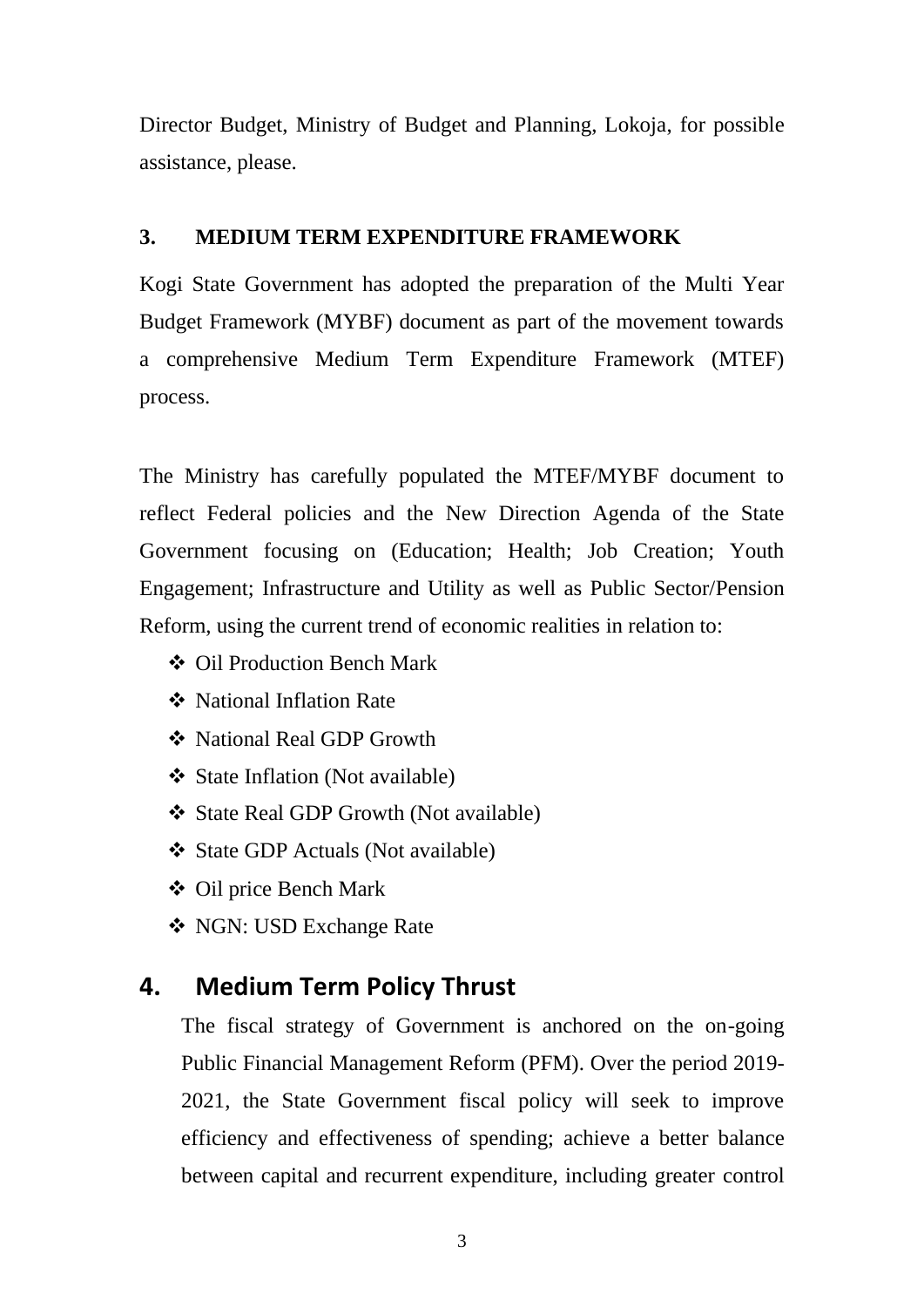Director Budget, Ministry of Budget and Planning, Lokoja, for possible assistance, please.

## 3. MEDIUM TERM EXPENDITURE FRAMEWORK

Kogi State Government has adopted the preparation of the Multi Year Budget Framework (MYBF) document as part of the movement towards a comprehensive Medium Term Expenditure Framework (MTEF) process.

The Ministry has carefully populated the MTEF/MYBF document to reflect Federal policies and the New Direction Agenda of the State Government focusing on (Education; Health; Job Creation; Youth Engagement; Infrastructure and Utility as well as Public Sector/Pension Reform, using the current trend of economic realities in relation to:

- Oil Production Bench Mark
- National Inflation Rate
- National Real GDP Growth
- State Inflation (Not available)
- State Real GDP Growth (Not available)
- State GDP Actuals (Not available)
- Oil price Bench Mark
- NGN: USD Exchange Rate

## 4. Medium Term Policy Thrust

The fiscal strategy of Government is anchored on the on-going Public Financial Management Reform (PFM). Over the period 2019-2021, the State Government fiscal policy will seek to improve efficiency and effectiveness of spending; achieve a better balance between capital and recurrent expenditure, including greater control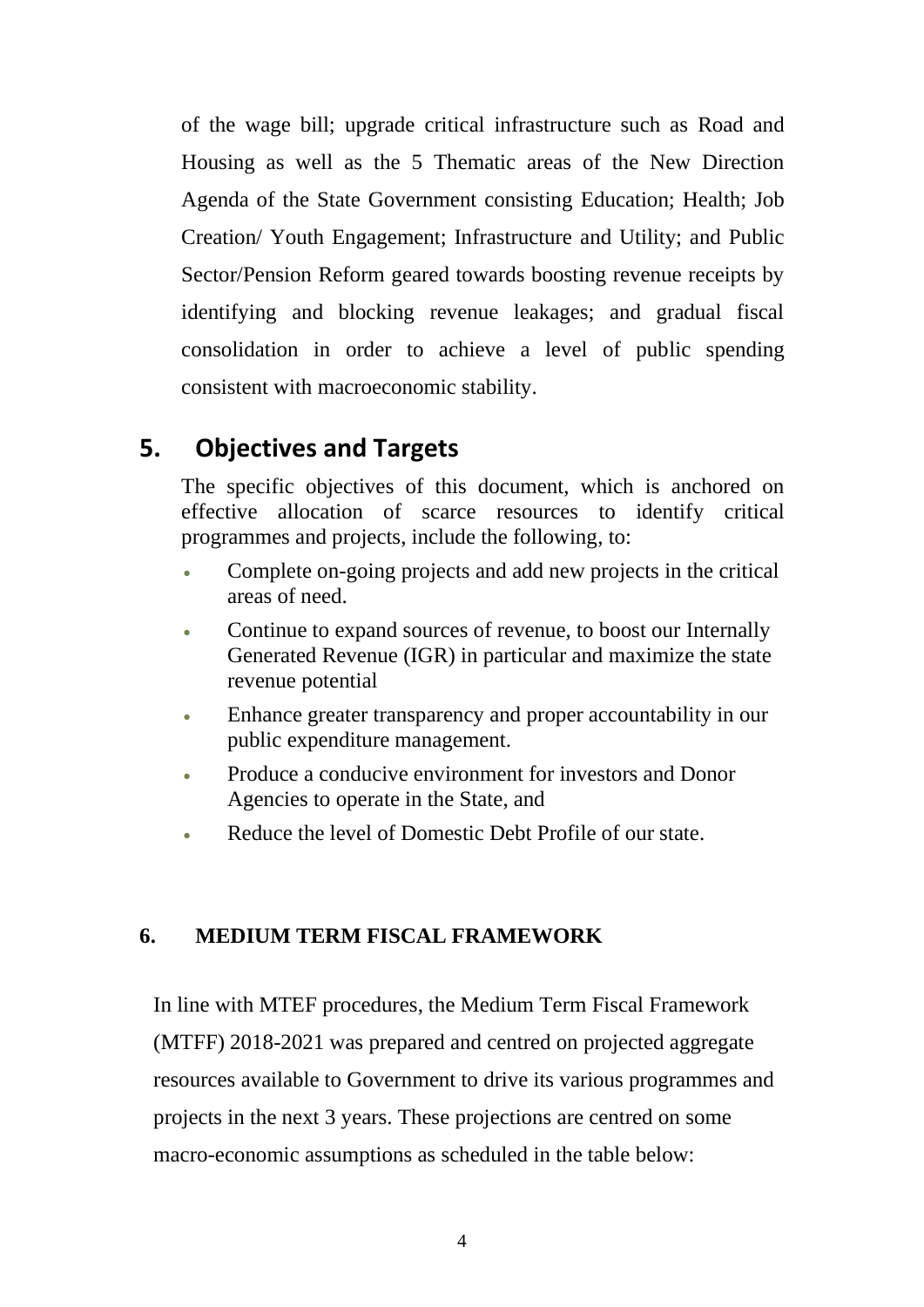of the wage bill; upgrade critical infrastructure such as Road and Housing as well as the 5 Thematic areas of the New Direction Agenda of the State Government consisting Education; Health; Job Creation/ Youth Engagement; Infrastructure and Utility; and Public Sector/Pension Reform geared towards boosting revenue receipts by identifying and blocking revenue leakages; and gradual fiscal consolidation in order to achieve a level of public spending consistent with macroeconomic stability.

## 5. Objectives and Targets

The specific objectives of this document, which is anchored on effective allocation of scarce resources to identify critical programmes and projects, include the following, to:

- Complete on-going projects and add new projects in the critical areas of need.
- Continue to expand sources of revenue, to boost our Internally Generated Revenue (IGR) in particular and maximize the state revenue potential
- Enhance greater transparency and proper accountability in our public expenditure management.
- Produce a conducive environment for investors and Donor Agencies to operate in the State, and
- Reduce the level of Domestic Debt Profile of our state.

## 6. MEDIUM TERM FISCAL FRAMEWORK

In line with MTEF procedures, the Medium Term Fiscal Framework (MTFF) 2018-2021 was prepared and centred on projected aggregate resources available to Government to drive its various programmes and projects in the next 3 years. These projections are centred on some macro-economic assumptions as scheduled in the table below: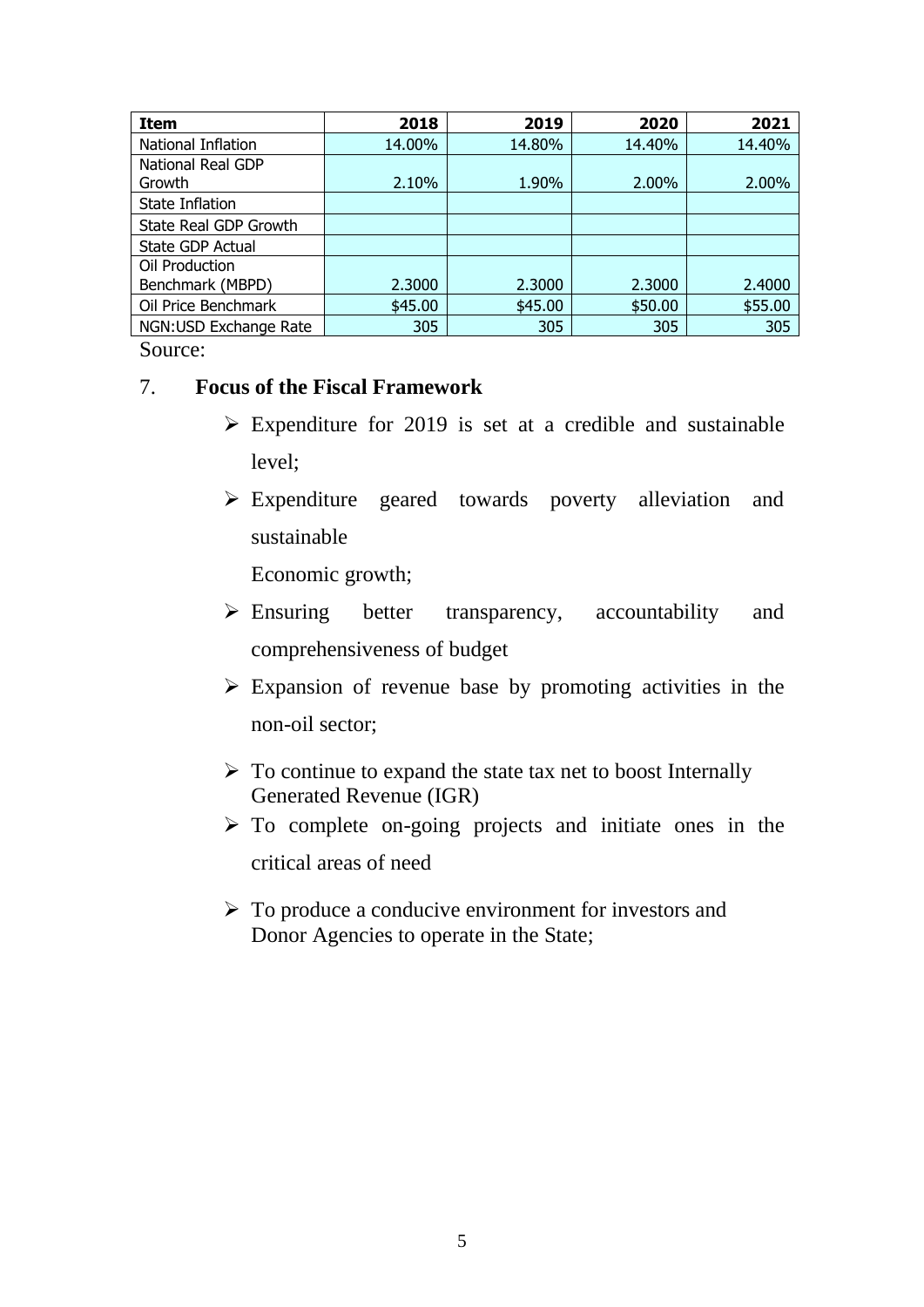| Item | 2018 | 2019 | 2020 | 2021 |
|---|---|---|---|---|
| National Inflation | 14.00% | 14.80% | 14.40% | 14.40% |
| National Real GDP Growth | 2.10% | 1.90% | 2.00% | 2.00% |
| State Inflation | | | | |
| State Real GDP Growth | | | | |
| State GDP Actual | | | | |
| Oil Production Benchmark (MBPD) | 2.3000 | 2.3000 | 2.3000 | 2.4000 |
| Oil Price Benchmark | $45.00 | $45.00 | $50.00 | $55.00 |
| NGN:USD Exchange Rate | 305 | 305 | 305 | 305 |

Source:

## 7. Focus of the Fiscal Framework

- Expenditure for 2019 is set at a credible and sustainable level;
- Expenditure geared towards poverty alleviation and sustainable

  Economic growth;
- Ensuring better transparency, accountability and comprehensiveness of budget
- Expansion of revenue base by promoting activities in the non-oil sector;
- To continue to expand the state tax net to boost Internally Generated Revenue (IGR)
- To complete on-going projects and initiate ones in the critical areas of need
- To produce a conducive environment for investors and Donor Agencies to operate in the State;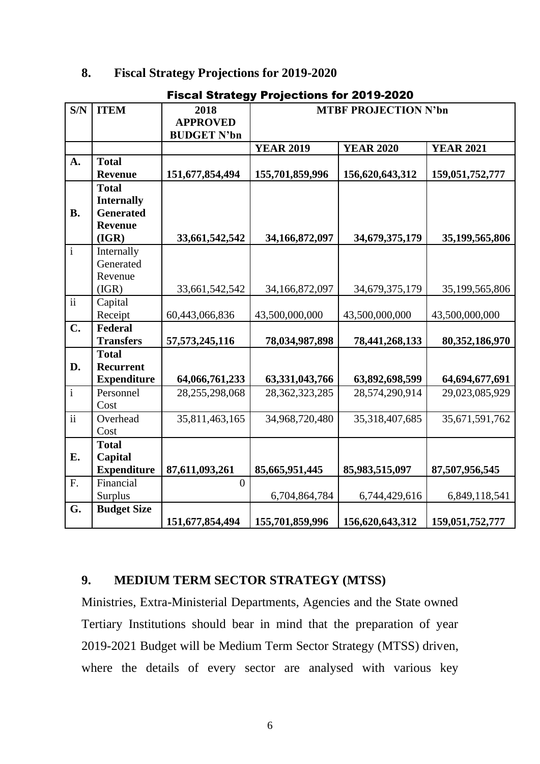## 8. Fiscal Strategy Projections for 2019-2020

**Fiscal Strategy Projections for 2019-2020**

| S/N | ITEM | 2018 APPROVED BUDGET N'bn | MTBF PROJECTION N'bn | | |
|---|---|---|---|---|---|
| | | | **YEAR 2019** | **YEAR 2020** | **YEAR 2021** |
| **A.** | **Total Revenue** | **151,677,854,494** | **155,701,859,996** | **156,620,643,312** | **159,051,752,777** |
| **B.** | **Total Internally Generated Revenue (IGR)** | **33,661,542,542** | **34,166,872,097** | **34,679,375,179** | **35,199,565,806** |
| i | Internally Generated Revenue (IGR) | 33,661,542,542 | 34,166,872,097 | 34,679,375,179 | 35,199,565,806 |
| ii | Capital Receipt | 60,443,066,836 | 43,500,000,000 | 43,500,000,000 | 43,500,000,000 |
| **C.** | **Federal Transfers** | **57,573,245,116** | **78,034,987,898** | **78,441,268,133** | **80,352,186,970** |
| **D.** | **Total Recurrent Expenditure** | **64,066,761,233** | **63,331,043,766** | **63,892,698,599** | **64,694,677,691** |
| i | Personnel Cost | 28,255,298,068 | 28,362,323,285 | 28,574,290,914 | 29,023,085,929 |
| ii | Overhead Cost | 35,811,463,165 | 34,968,720,480 | 35,318,407,685 | 35,671,591,762 |
| **E.** | **Total Capital Expenditure** | **87,611,093,261** | **85,665,951,445** | **85,983,515,097** | **87,507,956,545** |
| F. | Financial Surplus | 0 | 6,704,864,784 | 6,744,429,616 | 6,849,118,541 |
| **G.** | **Budget Size** | **151,677,854,494** | **155,701,859,996** | **156,620,643,312** | **159,051,752,777** |

## 9. MEDIUM TERM SECTOR STRATEGY (MTSS)

Ministries, Extra-Ministerial Departments, Agencies and the State owned Tertiary Institutions should bear in mind that the preparation of year 2019-2021 Budget will be Medium Term Sector Strategy (MTSS) driven, where the details of every sector are analysed with various key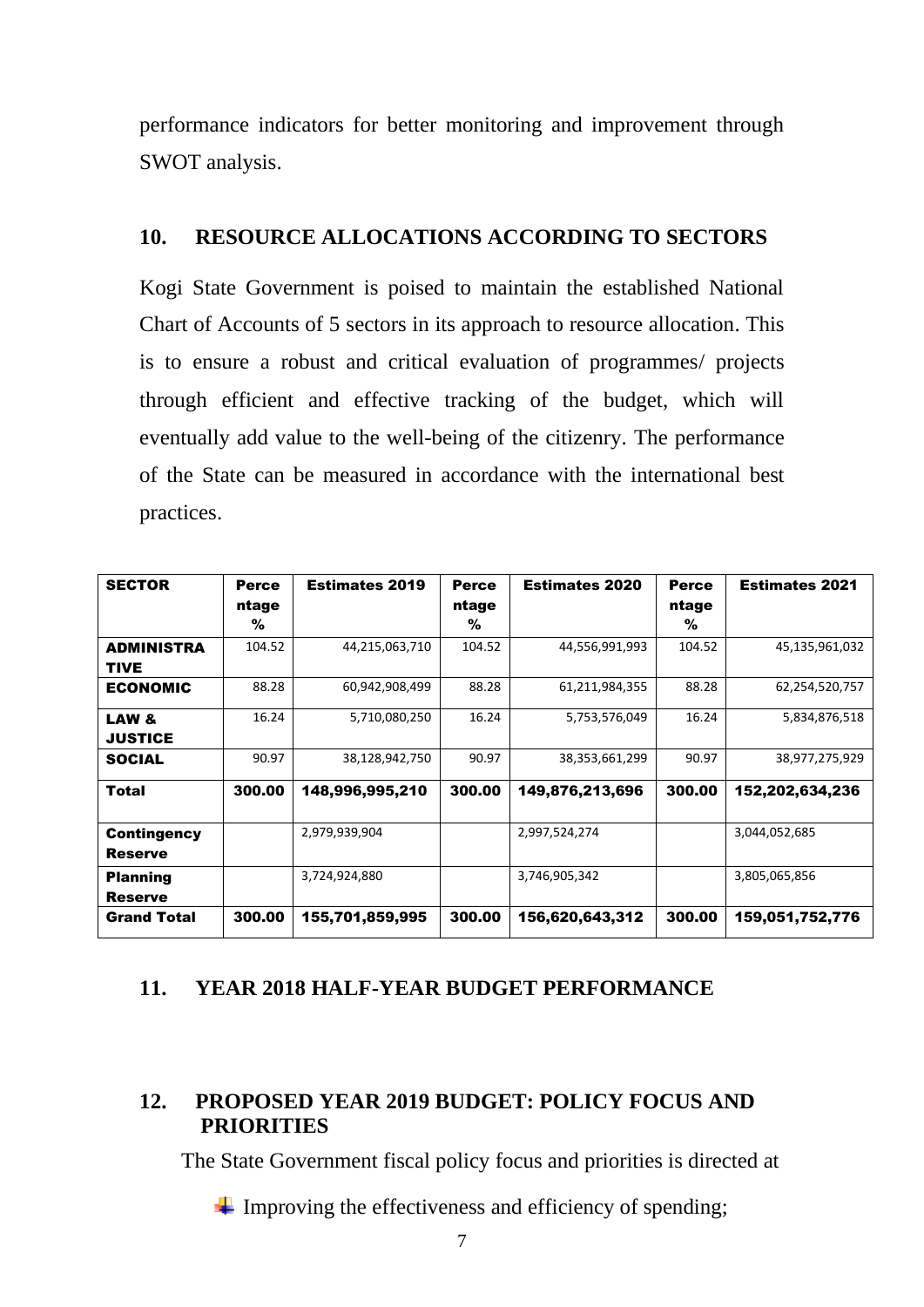performance indicators for better monitoring and improvement through SWOT analysis.

## 10. RESOURCE ALLOCATIONS ACCORDING TO SECTORS

Kogi State Government is poised to maintain the established National Chart of Accounts of 5 sectors in its approach to resource allocation. This is to ensure a robust and critical evaluation of programmes/ projects through efficient and effective tracking of the budget, which will eventually add value to the well-being of the citizenry. The performance of the State can be measured in accordance with the international best practices.

| SECTOR | Percentage % | Estimates 2019 | Percentage % | Estimates 2020 | Percentage % | Estimates 2021 |
|---|---|---|---|---|---|---|
| ADMINISTRATIVE | 104.52 | 44,215,063,710 | 104.52 | 44,556,991,993 | 104.52 | 45,135,961,032 |
| ECONOMIC | 88.28 | 60,942,908,499 | 88.28 | 61,211,984,355 | 88.28 | 62,254,520,757 |
| LAW & JUSTICE | 16.24 | 5,710,080,250 | 16.24 | 5,753,576,049 | 16.24 | 5,834,876,518 |
| SOCIAL | 90.97 | 38,128,942,750 | 90.97 | 38,353,661,299 | 90.97 | 38,977,275,929 |
| **Total** | **300.00** | **148,996,995,210** | **300.00** | **149,876,213,696** | **300.00** | **152,202,634,236** |
| Contingency Reserve | | 2,979,939,904 | | 2,997,524,274 | | 3,044,052,685 |
| Planning Reserve | | 3,724,924,880 | | 3,746,905,342 | | 3,805,065,856 |
| **Grand Total** | **300.00** | **155,701,859,995** | **300.00** | **156,620,643,312** | **300.00** | **159,051,752,776** |

## 11. YEAR 2018 HALF-YEAR BUDGET PERFORMANCE

## 12. PROPOSED YEAR 2019 BUDGET: POLICY FOCUS AND PRIORITIES

The State Government fiscal policy focus and priorities is directed at

- Improving the effectiveness and efficiency of spending;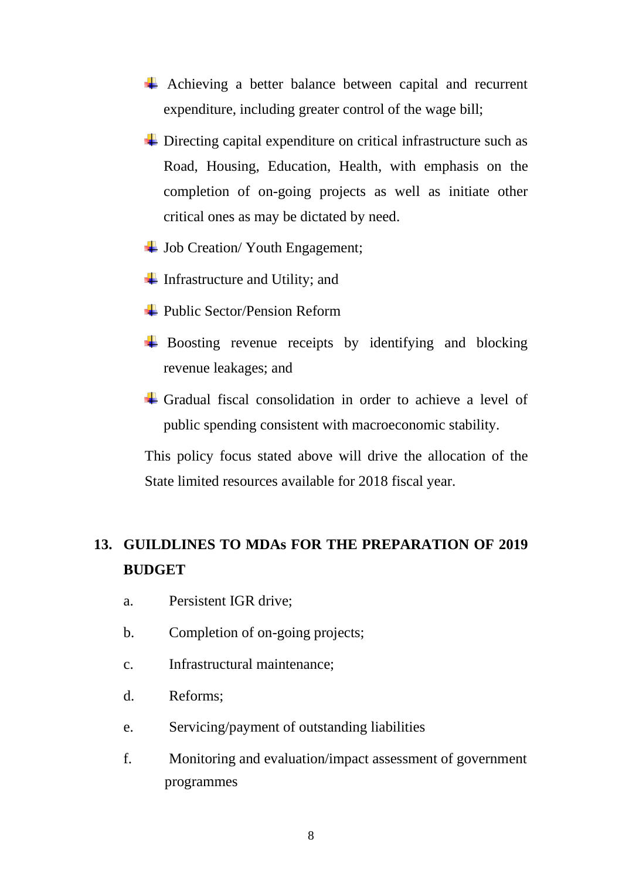- Achieving a better balance between capital and recurrent expenditure, including greater control of the wage bill;
- Directing capital expenditure on critical infrastructure such as Road, Housing, Education, Health, with emphasis on the completion of on-going projects as well as initiate other critical ones as may be dictated by need.
- Job Creation/ Youth Engagement;
- Infrastructure and Utility; and
- Public Sector/Pension Reform
- Boosting revenue receipts by identifying and blocking revenue leakages; and
- Gradual fiscal consolidation in order to achieve a level of public spending consistent with macroeconomic stability.

This policy focus stated above will drive the allocation of the State limited resources available for 2018 fiscal year.

## 13. GUILDLINES TO MDAs FOR THE PREPARATION OF 2019 BUDGET

a. Persistent IGR drive;

b. Completion of on-going projects;

c. Infrastructural maintenance;

d. Reforms;

e. Servicing/payment of outstanding liabilities

f. Monitoring and evaluation/impact assessment of government programmes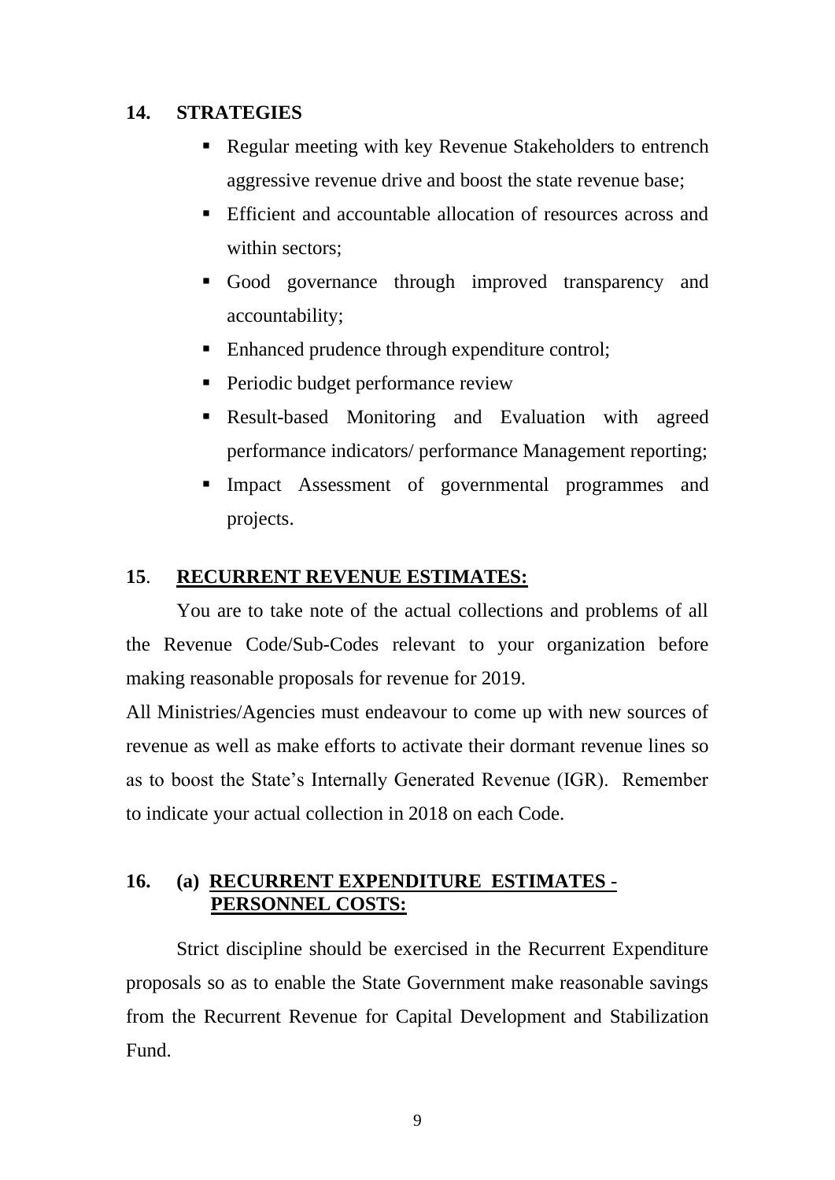## 14. STRATEGIES

- Regular meeting with key Revenue Stakeholders to entrench aggressive revenue drive and boost the state revenue base;
- Efficient and accountable allocation of resources across and within sectors;
- Good governance through improved transparency and accountability;
- Enhanced prudence through expenditure control;
- Periodic budget performance review
- Result-based Monitoring and Evaluation with agreed performance indicators/ performance Management reporting;
- Impact Assessment of governmental programmes and projects.

## 15. RECURRENT REVENUE ESTIMATES:

You are to take note of the actual collections and problems of all the Revenue Code/Sub-Codes relevant to your organization before making reasonable proposals for revenue for 2019.

All Ministries/Agencies must endeavour to come up with new sources of revenue as well as make efforts to activate their dormant revenue lines so as to boost the State's Internally Generated Revenue (IGR). Remember to indicate your actual collection in 2018 on each Code.

## 16. (a) RECURRENT EXPENDITURE ESTIMATES - PERSONNEL COSTS:

Strict discipline should be exercised in the Recurrent Expenditure proposals so as to enable the State Government make reasonable savings from the Recurrent Revenue for Capital Development and Stabilization Fund.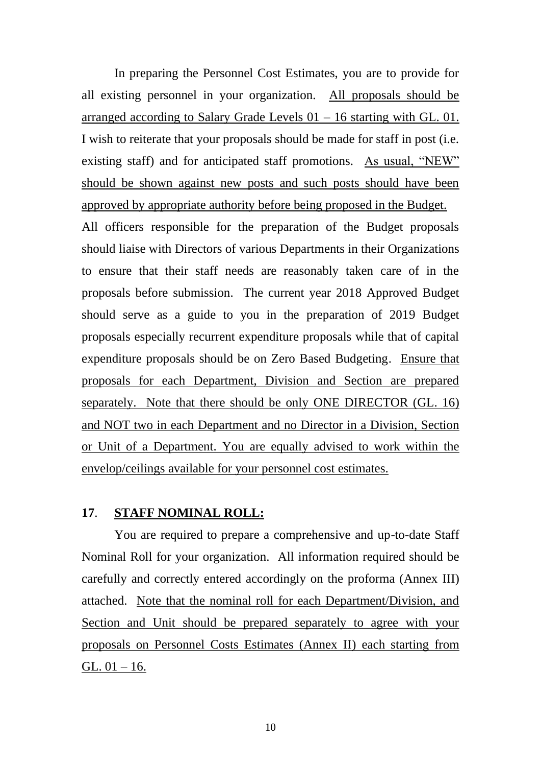In preparing the Personnel Cost Estimates, you are to provide for all existing personnel in your organization. <u>All proposals should be arranged according to Salary Grade Levels 01 – 16 starting with GL. 01.</u> I wish to reiterate that your proposals should be made for staff in post (i.e. existing staff) and for anticipated staff promotions. <u>As usual, "NEW" should be shown against new posts and such posts should have been approved by appropriate authority before being proposed in the Budget.</u> All officers responsible for the preparation of the Budget proposals should liaise with Directors of various Departments in their Organizations to ensure that their staff needs are reasonably taken care of in the proposals before submission. The current year 2018 Approved Budget should serve as a guide to you in the preparation of 2019 Budget proposals especially recurrent expenditure proposals while that of capital expenditure proposals should be on Zero Based Budgeting. <u>Ensure that proposals for each Department, Division and Section are prepared separately. Note that there should be only ONE DIRECTOR (GL. 16) and NOT two in each Department and no Director in a Division, Section or Unit of a Department. You are equally advised to work within the envelop/ceilings available for your personnel cost estimates.</u>

**17. <u>STAFF NOMINAL ROLL:</u>**

You are required to prepare a comprehensive and up-to-date Staff Nominal Roll for your organization. All information required should be carefully and correctly entered accordingly on the proforma (Annex III) attached. <u>Note that the nominal roll for each Department/Division, and Section and Unit should be prepared separately to agree with your proposals on Personnel Costs Estimates (Annex II) each starting from GL. 01 – 16.</u>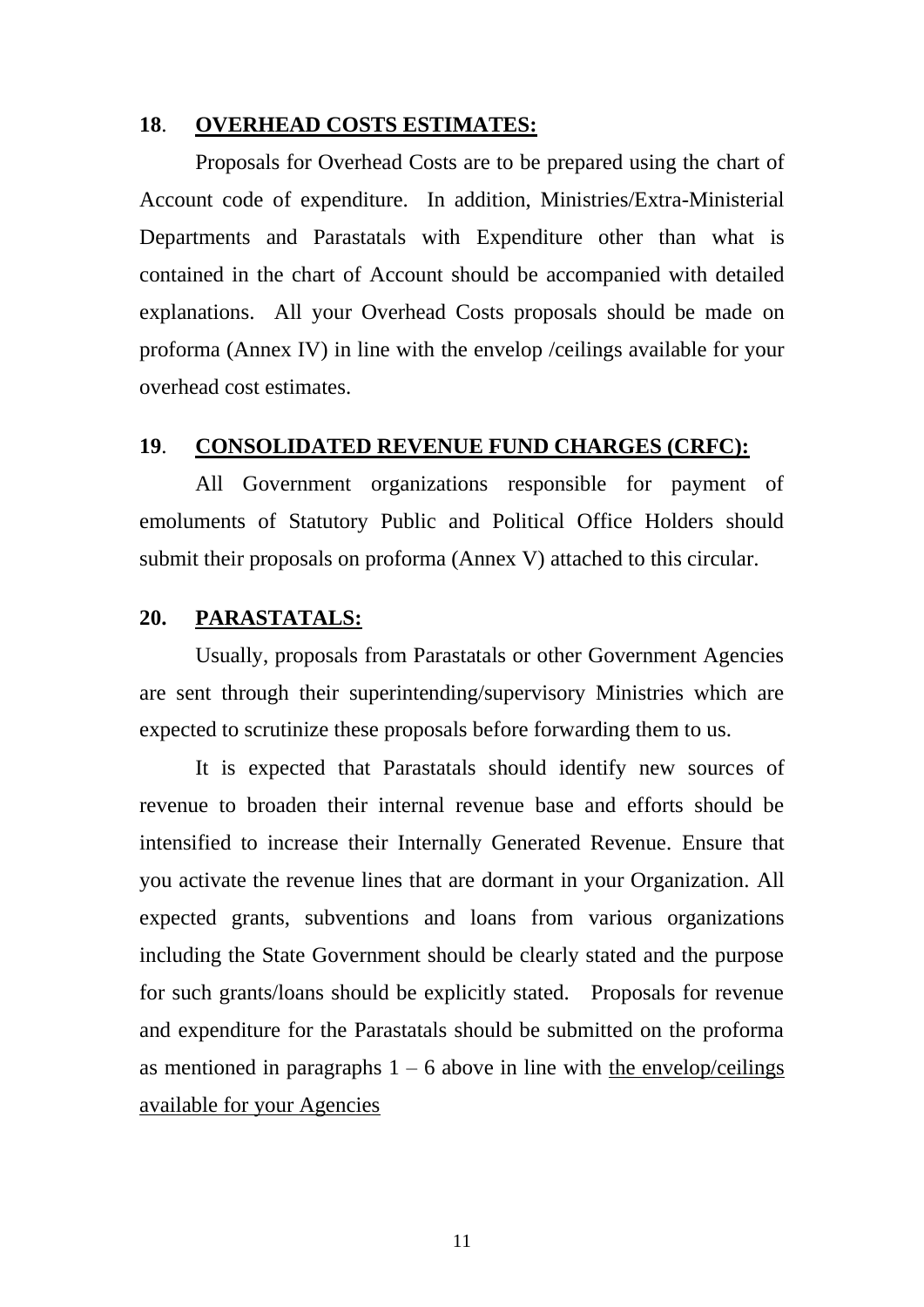**18**. **<u>OVERHEAD COSTS ESTIMATES:</u>**

Proposals for Overhead Costs are to be prepared using the chart of Account code of expenditure. In addition, Ministries/Extra-Ministerial Departments and Parastatals with Expenditure other than what is contained in the chart of Account should be accompanied with detailed explanations. All your Overhead Costs proposals should be made on proforma (Annex IV) in line with the envelop /ceilings available for your overhead cost estimates.

**19**. **<u>CONSOLIDATED REVENUE FUND CHARGES (CRFC):</u>**

All Government organizations responsible for payment of emoluments of Statutory Public and Political Office Holders should submit their proposals on proforma (Annex V) attached to this circular.

**20. <u>PARASTATALS:</u>**

Usually, proposals from Parastatals or other Government Agencies are sent through their superintending/supervisory Ministries which are expected to scrutinize these proposals before forwarding them to us.

It is expected that Parastatals should identify new sources of revenue to broaden their internal revenue base and efforts should be intensified to increase their Internally Generated Revenue. Ensure that you activate the revenue lines that are dormant in your Organization. All expected grants, subventions and loans from various organizations including the State Government should be clearly stated and the purpose for such grants/loans should be explicitly stated. Proposals for revenue and expenditure for the Parastatals should be submitted on the proforma as mentioned in paragraphs 1 – 6 above in line with <u>the envelop/ceilings available for your Agencies</u>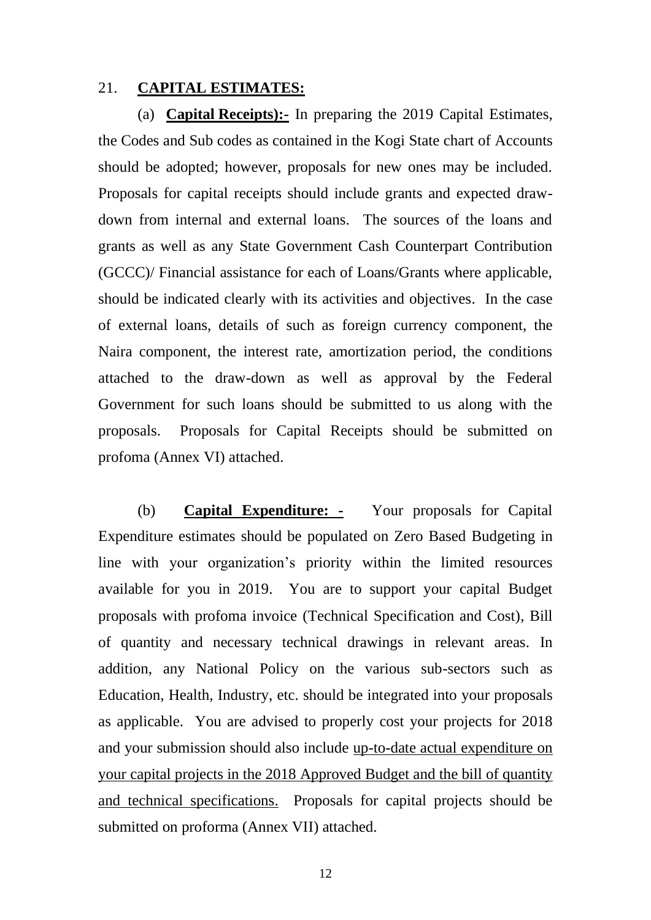21. **CAPITAL ESTIMATES:**

(a) **Capital Receipts):-** In preparing the 2019 Capital Estimates, the Codes and Sub codes as contained in the Kogi State chart of Accounts should be adopted; however, proposals for new ones may be included. Proposals for capital receipts should include grants and expected draw-down from internal and external loans. The sources of the loans and grants as well as any State Government Cash Counterpart Contribution (GCCC)/ Financial assistance for each of Loans/Grants where applicable, should be indicated clearly with its activities and objectives. In the case of external loans, details of such as foreign currency component, the Naira component, the interest rate, amortization period, the conditions attached to the draw-down as well as approval by the Federal Government for such loans should be submitted to us along with the proposals. Proposals for Capital Receipts should be submitted on profoma (Annex VI) attached.

(b) **Capital Expenditure: -** Your proposals for Capital Expenditure estimates should be populated on Zero Based Budgeting in line with your organization's priority within the limited resources available for you in 2019. You are to support your capital Budget proposals with profoma invoice (Technical Specification and Cost), Bill of quantity and necessary technical drawings in relevant areas. In addition, any National Policy on the various sub-sectors such as Education, Health, Industry, etc. should be integrated into your proposals as applicable. You are advised to properly cost your projects for 2018 and your submission should also include up-to-date actual expenditure on your capital projects in the 2018 Approved Budget and the bill of quantity and technical specifications. Proposals for capital projects should be submitted on proforma (Annex VII) attached.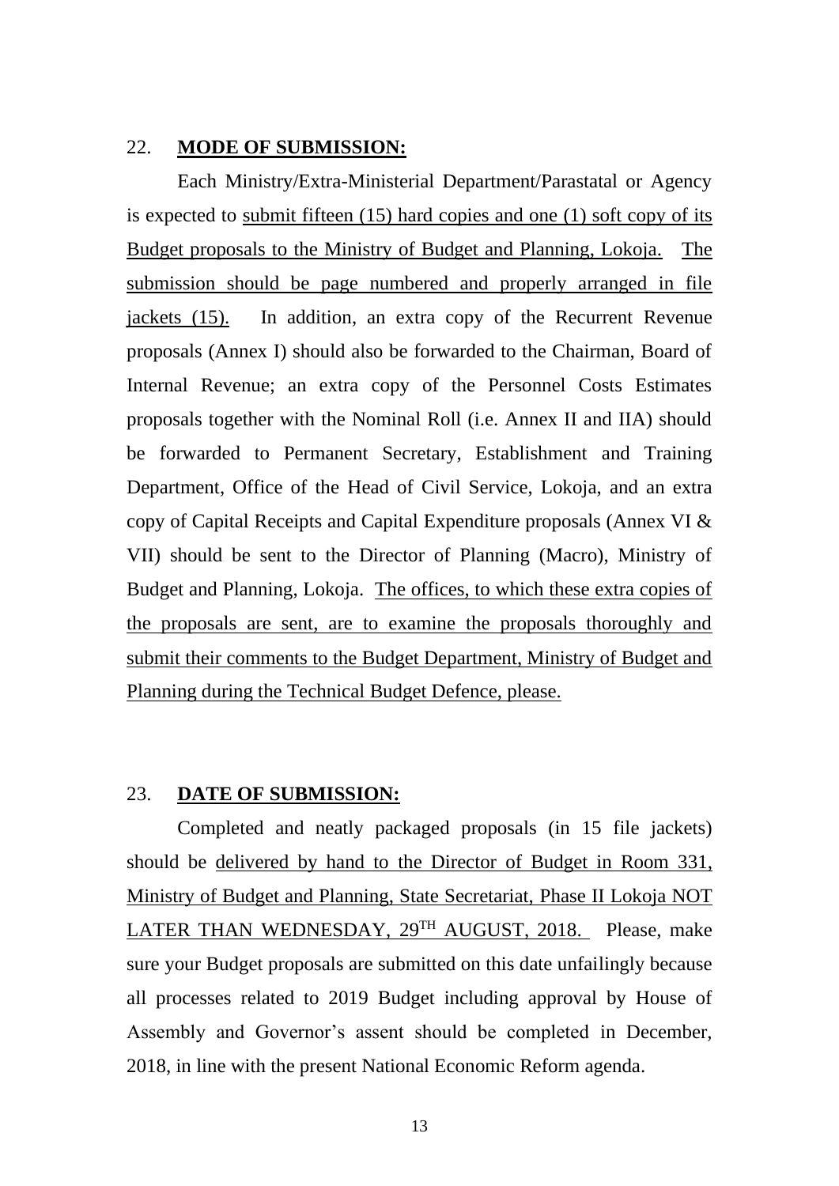22. **MODE OF SUBMISSION:**

Each Ministry/Extra-Ministerial Department/Parastatal or Agency is expected to submit fifteen (15) hard copies and one (1) soft copy of its Budget proposals to the Ministry of Budget and Planning, Lokoja. The submission should be page numbered and properly arranged in file jackets (15). In addition, an extra copy of the Recurrent Revenue proposals (Annex I) should also be forwarded to the Chairman, Board of Internal Revenue; an extra copy of the Personnel Costs Estimates proposals together with the Nominal Roll (i.e. Annex II and IIA) should be forwarded to Permanent Secretary, Establishment and Training Department, Office of the Head of Civil Service, Lokoja, and an extra copy of Capital Receipts and Capital Expenditure proposals (Annex VI & VII) should be sent to the Director of Planning (Macro), Ministry of Budget and Planning, Lokoja. The offices, to which these extra copies of the proposals are sent, are to examine the proposals thoroughly and submit their comments to the Budget Department, Ministry of Budget and Planning during the Technical Budget Defence, please.

23. **DATE OF SUBMISSION:**

Completed and neatly packaged proposals (in 15 file jackets) should be delivered by hand to the Director of Budget in Room 331, Ministry of Budget and Planning, State Secretariat, Phase II Lokoja NOT LATER THAN WEDNESDAY, 29TH AUGUST, 2018. Please, make sure your Budget proposals are submitted on this date unfailingly because all processes related to 2019 Budget including approval by House of Assembly and Governor's assent should be completed in December, 2018, in line with the present National Economic Reform agenda.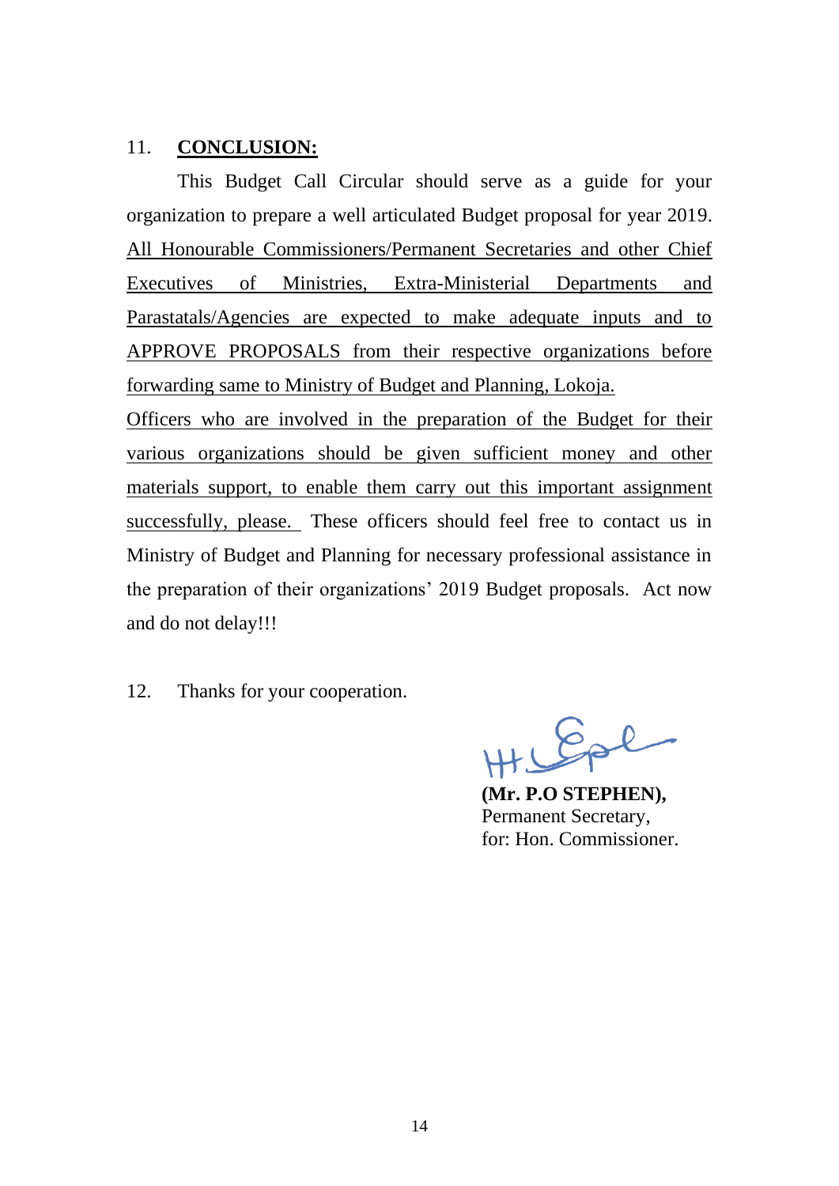11. **CONCLUSION:**

This Budget Call Circular should serve as a guide for your organization to prepare a well articulated Budget proposal for year 2019. All Honourable Commissioners/Permanent Secretaries and other Chief Executives of Ministries, Extra-Ministerial Departments and Parastatals/Agencies are expected to make adequate inputs and to APPROVE PROPOSALS from their respective organizations before forwarding same to Ministry of Budget and Planning, Lokoja. Officers who are involved in the preparation of the Budget for their various organizations should be given sufficient money and other materials support, to enable them carry out this important assignment successfully, please. These officers should feel free to contact us in Ministry of Budget and Planning for necessary professional assistance in the preparation of their organizations' 2019 Budget proposals. Act now and do not delay!!!

12. Thanks for your cooperation.

**(Mr. P.O STEPHEN),**
Permanent Secretary,
for: Hon. Commissioner.